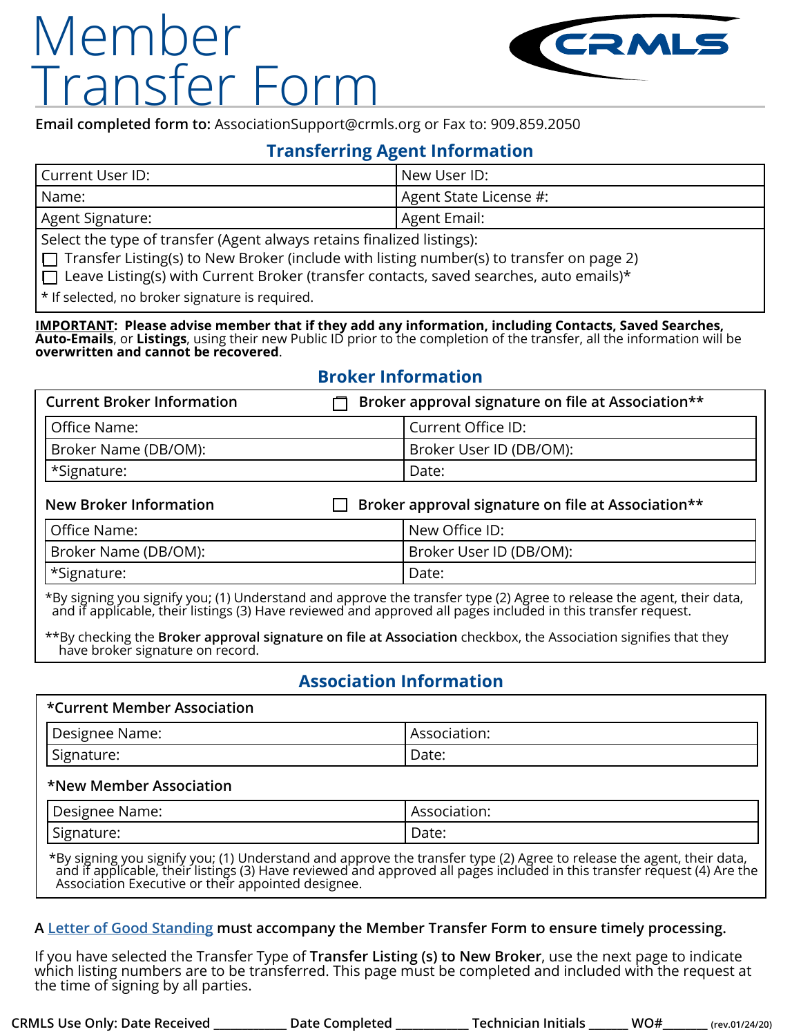# Member Transfer Form

**Email completed form to:** AssociationSupport@crmls.org or Fax to: 909.859.2050

## Transferring Agent Information

| Current User ID: | New User ID: |
|---|---|
| Name: | Agent State License #: |
| Agent Signature: | Agent Email: |

Select the type of transfer (Agent always retains finalized listings):

- ☐ Transfer Listing(s) to New Broker (include with listing number(s) to transfer on page 2)
- ☐ Leave Listing(s) with Current Broker (transfer contacts, saved searches, auto emails)*

\* If selected, no broker signature is required.

**IMPORTANT: Please advise member that if they add any information, including Contacts, Saved Searches, Auto-Emails**, or **Listings**, using their new Public ID prior to the completion of the transfer, all the information will be **overwritten and cannot be recovered**.

## Broker Information

**Current Broker Information** ☐ Broker approval signature on file at Association**

| Office Name: | Current Office ID: |
|---|---|
| Broker Name (DB/OM): | Broker User ID (DB/OM): |
| *Signature: | Date: |

**New Broker Information** ☐ Broker approval signature on file at Association**

| Office Name: | New Office ID: |
|---|---|
| Broker Name (DB/OM): | Broker User ID (DB/OM): |
| *Signature: | Date: |

*By signing you signify you; (1) Understand and approve the transfer type (2) Agree to release the agent, their data, and if applicable, their listings (3) Have reviewed and approved all pages included in this transfer request.

**By checking the **Broker approval signature on file at Association** checkbox, the Association signifies that they have broker signature on record.

## Association Information

**\*Current Member Association**

| Designee Name: | Association: |
|---|---|
| Signature: | Date: |

**\*New Member Association**

| Designee Name: | Association: |
|---|---|
| Signature: | Date: |

*By signing you signify you; (1) Understand and approve the transfer type (2) Agree to release the agent, their data, and if applicable, their listings (3) Have reviewed and approved all pages included in this transfer request (4) Are the Association Executive or their appointed designee.

A Letter of Good Standing **must accompany the Member Transfer Form to ensure timely processing.**

If you have selected the Transfer Type of **Transfer Listing (s) to New Broker**, use the next page to indicate which listing numbers are to be transferred. This page must be completed and included with the request at the time of signing by all parties.

**CRMLS Use Only: Date Received** ___________ **Date Completed** ___________ **Technician Initials** ______ **WO#**_______ (rev.01/24/20)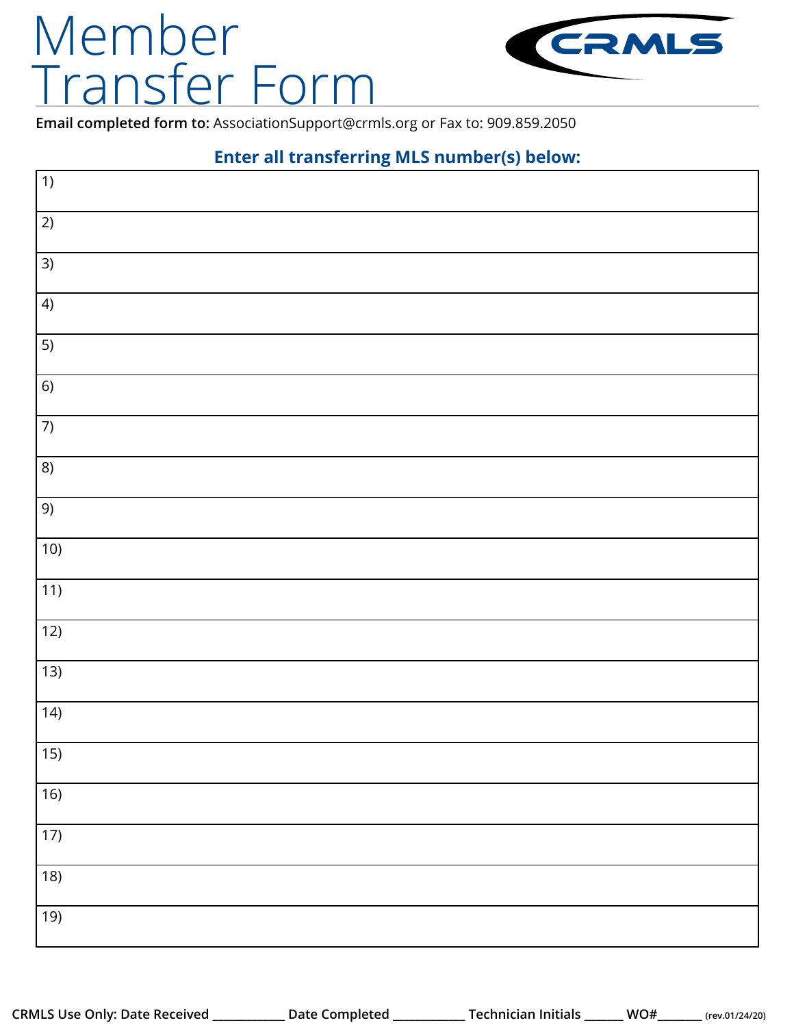# Member Transfer Form

CRMLS

**Email completed form to:** AssociationSupport@crmls.org or Fax to: 909.859.2050

**Enter all transferring MLS number(s) below:**

| |
|---|
| 1) |
| 2) |
| 3) |
| 4) |
| 5) |
| 6) |
| 7) |
| 8) |
| 9) |
| 10) |
| 11) |
| 12) |
| 13) |
| 14) |
| 15) |
| 16) |
| 17) |
| 18) |
| 19) |

**CRMLS Use Only: Date Received ____________ Date Completed ____________ Technician Initials ______ WO#________** (rev.01/24/20)